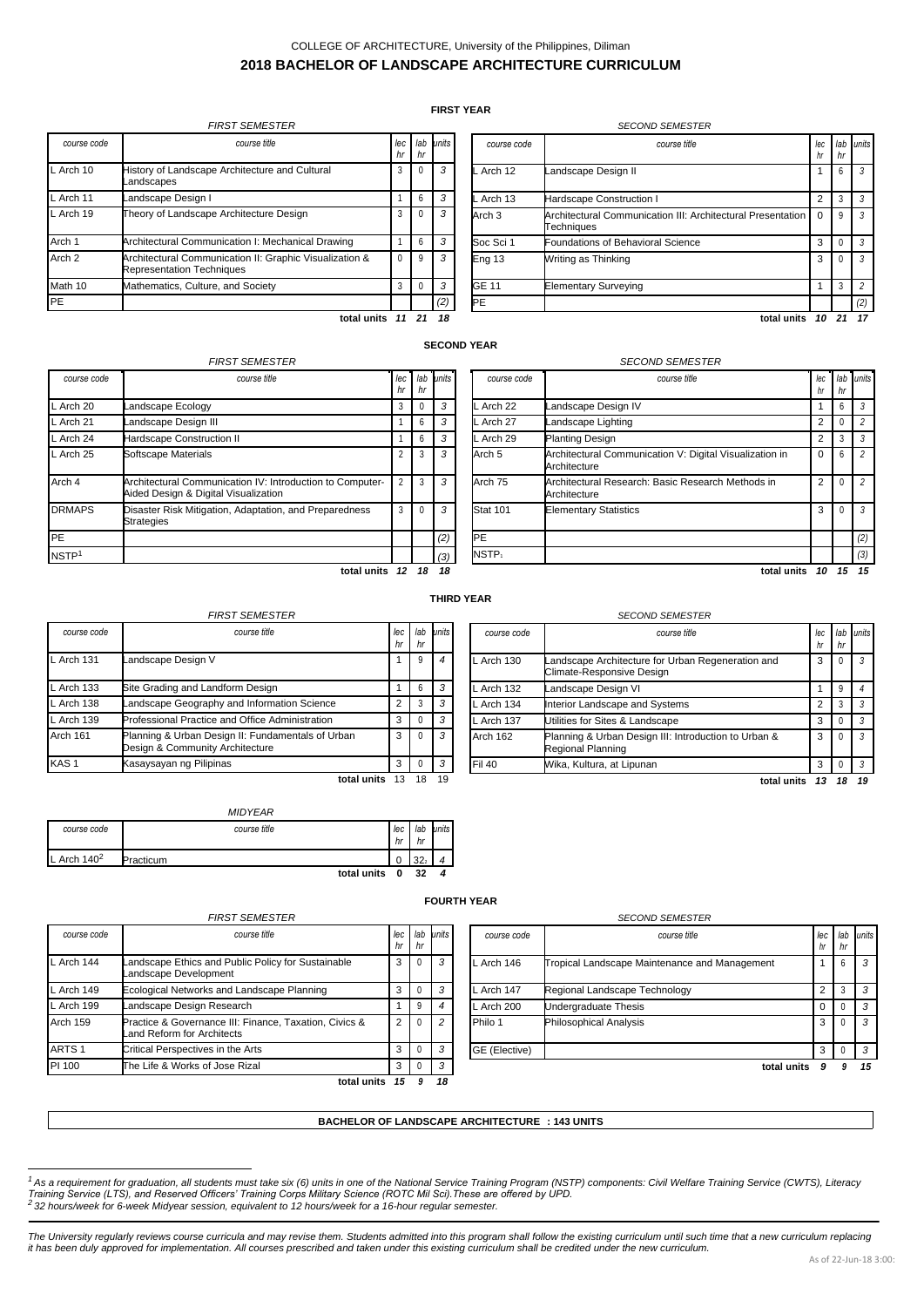COLLEGE OF ARCHITECTURE, University of the Philippines, Diliman

# 2018 BACHELOR OF LANDSCAPE ARCHITECTURE CURRICULUM

## FIRST YEAR

*FIRST SEMESTER*

| course code | course title | lec hr | lab hr | units |
|---|---|---|---|---|
| L Arch 10 | History of Landscape Architecture and Cultural Landscapes | 3 | 0 | 3 |
| L Arch 11 | Landscape Design I | 1 | 6 | 3 |
| L Arch 19 | Theory of Landscape Architecture Design | 3 | 0 | 3 |
| Arch 1 | Architectural Communication I: Mechanical Drawing | 1 | 6 | 3 |
| Arch 2 | Architectural Communication II: Graphic Visualization & Representation Techniques | 0 | 9 | 3 |
| Math 10 | Mathematics, Culture, and Society | 3 | 0 | 3 |
| PE | | | | (2) |
| | **total units** | **11** | **21** | **18** |

*SECOND SEMESTER*

| course code | course title | lec hr | lab hr | units |
|---|---|---|---|---|
| L Arch 12 | Landscape Design II | 1 | 6 | 3 |
| L Arch 13 | Hardscape Construction I | 2 | 3 | 3 |
| Arch 3 | Architectural Communication III: Architectural Presentation Techniques | 0 | 9 | 3 |
| Soc Sci 1 | Foundations of Behavioral Science | 3 | 0 | 3 |
| Eng 13 | Writing as Thinking | 3 | 0 | 3 |
| GE 11 | Elementary Surveying | 1 | 3 | 2 |
| PE | | | | (2) |
| | **total units** | **10** | **21** | **17** |

## SECOND YEAR

*FIRST SEMESTER*

| course code | course title | lec hr | lab hr | units |
|---|---|---|---|---|
| L Arch 20 | Landscape Ecology | 3 | 0 | 3 |
| L Arch 21 | Landscape Design III | 1 | 6 | 3 |
| L Arch 24 | Hardscape Construction II | 1 | 6 | 3 |
| L Arch 25 | Softscape Materials | 2 | 3 | 3 |
| Arch 4 | Architectural Communication IV: Introduction to Computer-Aided Design & Digital Visualization | 2 | 3 | 3 |
| DRMAPS | Disaster Risk Mitigation, Adaptation, and Preparedness Strategies | 3 | 0 | 3 |
| PE | | | | (2) |
| NSTP[1] | | | | (3) |
| | **total units** | **12** | **18** | **18** |

*SECOND SEMESTER*

| course code | course title | lec hr | lab hr | units |
|---|---|---|---|---|
| L Arch 22 | Landscape Design IV | 1 | 6 | 3 |
| L Arch 27 | Landscape Lighting | 2 | 0 | 2 |
| L Arch 29 | Planting Design | 2 | 3 | 3 |
| Arch 5 | Architectural Communication V: Digital Visualization in Architecture | 0 | 6 | 2 |
| Arch 75 | Architectural Research: Basic Research Methods in Architecture | 2 | 0 | 2 |
| Stat 101 | Elementary Statistics | 3 | 0 | 3 |
| PE | | | | (2) |
| NSTP[1] | | | | (3) |
| | **total units** | **10** | **15** | **15** |

## THIRD YEAR

*FIRST SEMESTER*

| course code | course title | lec hr | lab hr | units |
|---|---|---|---|---|
| L Arch 131 | Landscape Design V | 1 | 9 | 4 |
| L Arch 133 | Site Grading and Landform Design | 1 | 6 | 3 |
| L Arch 138 | Landscape Geography and Information Science | 2 | 3 | 3 |
| L Arch 139 | Professional Practice and Office Administration | 3 | 0 | 3 |
| Arch 161 | Planning & Urban Design II: Fundamentals of Urban Design & Community Architecture | 3 | 0 | 3 |
| KAS 1 | Kasaysayan ng Pilipinas | 3 | 0 | 3 |
| | **total units** | 13 | 18 | 19 |

*SECOND SEMESTER*

| course code | course title | lec hr | lab hr | units |
|---|---|---|---|---|
| L Arch 130 | Landscape Architecture for Urban Regeneration and Climate-Responsive Design | 3 | 0 | 3 |
| L Arch 132 | Landscape Design VI | 1 | 9 | 4 |
| L Arch 134 | Interior Landscape and Systems | 2 | 3 | 3 |
| L Arch 137 | Utilities for Sites & Landscape | 3 | 0 | 3 |
| Arch 162 | Planning & Urban Design III: Introduction to Urban & Regional Planning | 3 | 0 | 3 |
| Fil 40 | Wika, Kultura, at Lipunan | 3 | 0 | 3 |
| | **total units** | **13** | **18** | **19** |

*MIDYEAR*

| course code | course title | lec hr | lab hr | units |
|---|---|---|---|---|
| L Arch 140[2] | Practicum | 0 | 32 | 4 |
| | **total units** | **0** | **32** | **4** |

## FOURTH YEAR

*FIRST SEMESTER*

| course code | course title | lec hr | lab hr | units |
|---|---|---|---|---|
| L Arch 144 | Landscape Ethics and Public Policy for Sustainable Landscape Development | 3 | 0 | 3 |
| L Arch 149 | Ecological Networks and Landscape Planning | 3 | 0 | 3 |
| L Arch 199 | Landscape Design Research | 1 | 9 | 4 |
| Arch 159 | Practice & Governance III: Finance, Taxation, Civics & Land Reform for Architects | 2 | 0 | 2 |
| ARTS 1 | Critical Perspectives in the Arts | 3 | 0 | 3 |
| PI 100 | The Life & Works of Jose Rizal | 3 | 0 | 3 |
| | **total units** | **15** | **9** | **18** |

*SECOND SEMESTER*

| course code | course title | lec hr | lab hr | units |
|---|---|---|---|---|
| L Arch 146 | Tropical Landscape Maintenance and Management | 1 | 6 | 3 |
| L Arch 147 | Regional Landscape Technology | 2 | 3 | 3 |
| L Arch 200 | Undergraduate Thesis | 0 | 0 | 3 |
| Philo 1 | Philosophical Analysis | 3 | 0 | 3 |
| GE (Elective) | | 3 | 0 | 3 |
| | **total units** | **9** | **9** | **15** |

**BACHELOR OF LANDSCAPE ARCHITECTURE : 143 UNITS**

*[1] As a requirement for graduation, all students must take six (6) units in one of the National Service Training Program (NSTP) components: Civil Welfare Training Service (CWTS), Literacy Training Service (LTS), and Reserved Officers' Training Corps Military Science (ROTC Mil Sci).These are offered by UPD.*
*[2] 32 hours/week for 6-week Midyear session, equivalent to 12 hours/week for a 16-hour regular semester.*

*The University regularly reviews course curricula and may revise them. Students admitted into this program shall follow the existing curriculum until such time that a new curriculum replacing it has been duly approved for implementation. All courses prescribed and taken under this existing curriculum shall be credited under the new curriculum.*

As of 22-Jun-18 3:00: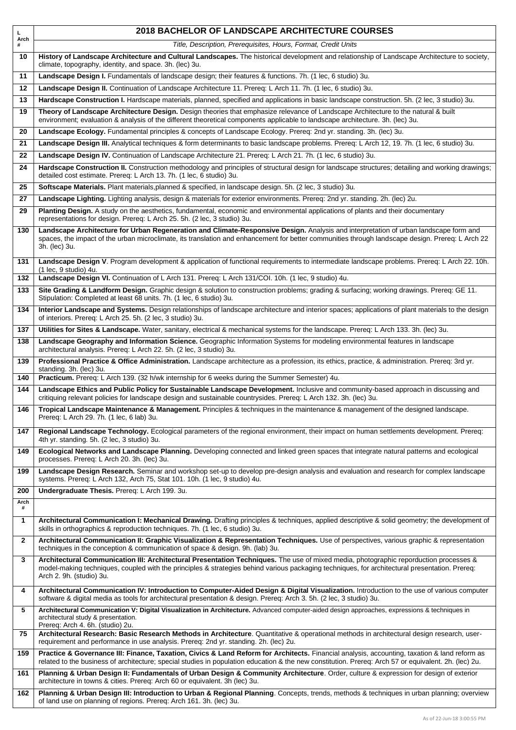| L Arch # | 2018 BACHELOR OF LANDSCAPE ARCHITECTURE COURSES |
|---|---|
| | *Title, Description, Prerequisites, Hours, Format, Credit Units* |
| **10** | **History of Landscape Architecture and Cultural Landscapes.** The historical development and relationship of Landscape Architecture to society, climate, topography, identity, and space. 3h. (lec) 3u. |
| **11** | **Landscape Design I.** Fundamentals of landscape design; their features & functions. 7h. (1 lec, 6 studio) 3u. |
| **12** | **Landscape Design II.** Continuation of Landscape Architecture 11. Prereq: L Arch 11. 7h. (1 lec, 6 studio) 3u. |
| **13** | **Hardscape Construction I.** Hardscape materials, planned, specified and applications in basic landscape construction. 5h. (2 lec, 3 studio) 3u. |
| **19** | **Theory of Landscape Architecture Design.** Design theories that emphasize relevance of Landscape Architecture to the natural & built environment; evaluation & analysis of the different theoretical components applicable to landscape architecture. 3h. (lec) 3u. |
| **20** | **Landscape Ecology.** Fundamental principles & concepts of Landscape Ecology. Prereq: 2nd yr. standing. 3h. (lec) 3u. |
| **21** | **Landscape Design III.** Analytical techniques & form determinants to basic landscape problems. Prereq: L Arch 12, 19. 7h. (1 lec, 6 studio) 3u. |
| **22** | **Landscape Design IV.** Continuation of Landscape Architecture 21. Prereq: L Arch 21. 7h. (1 lec, 6 studio) 3u. |
| **24** | **Hardscape Construction II.** Construction methodology and principles of structural design for landscape structures; detailing and working drawings; detailed cost estimate. Prereq: L Arch 13. 7h. (1 lec, 6 studio) 3u. |
| **25** | **Softscape Materials.** Plant materials,planned & specified, in landscape design. 5h. (2 lec, 3 studio) 3u. |
| **27** | **Landscape Lighting.** Lighting analysis, design & materials for exterior environments. Prereq: 2nd yr. standing. 2h. (lec) 2u. |
| **29** | **Planting Design.** A study on the aesthetics, fundamental, economic and environmental applications of plants and their documentary representations for design. Prereq: L Arch 25. 5h. (2 lec, 3 studio) 3u. |
| **130** | **Landscape Architecture for Urban Regeneration and Climate-Responsive Design.** Analysis and interpretation of urban landscape form and spaces, the impact of the urban microclimate, its translation and enhancement for better communities through landscape design. Prereq: L Arch 22 3h. (lec) 3u. |
| **131** | **Landscape Design V**. Program development & application of functional requirements to intermediate landscape problems. Prereq: L Arch 22. 10h. (1 lec, 9 studio) 4u. |
| **132** | **Landscape Design VI.** Continuation of L Arch 131. Prereq: L Arch 131/COI. 10h. (1 lec, 9 studio) 4u. |
| **133** | **Site Grading & Landform Design.** Graphic design & solution to construction problems; grading & surfacing; working drawings. Prereq: GE 11. Stipulation: Completed at least 68 units. 7h. (1 lec, 6 studio) 3u. |
| **134** | **Interior Landscape and Systems.** Design relationships of landscape architecture and interior spaces; applications of plant materials to the design of interiors. Prereq: L Arch 25. 5h. (2 lec, 3 studio) 3u. |
| **137** | **Utilities for Sites & Landscape.** Water, sanitary, electrical & mechanical systems for the landscape. Prereq: L Arch 133. 3h. (lec) 3u. |
| **138** | **Landscape Geography and Information Science.** Geographic Information Systems for modeling environmental features in landscape architectural analysis. Prereq: L Arch 22. 5h. (2 lec, 3 studio) 3u. |
| **139** | **Professional Practice & Office Administration.** Landscape architecture as a profession, its ethics, practice, & administration. Prereq: 3rd yr. standing. 3h. (lec) 3u. |
| **140** | **Practicum.** Prereq: L Arch 139. (32 h/wk internship for 6 weeks during the Summer Semester) 4u. |
| **144** | **Landscape Ethics and Public Policy for Sustainable Landscape Development.** Inclusive and community-based approach in discussing and critiquing relevant policies for landscape design and sustainable countrysides. Prereq: L Arch 132. 3h. (lec) 3u. |
| **146** | **Tropical Landscape Maintenance & Management.** Principles & techniques in the maintenance & management of the designed landscape. Prereq: L Arch 29. 7h. (1 lec, 6 lab) 3u. |
| **147** | **Regional Landscape Technology.** Ecological parameters of the regional environment, their impact on human settlements development. Prereq: 4th yr. standing. 5h. (2 lec, 3 studio) 3u. |
| **149** | **Ecological Networks and Landscape Planning.** Developing connected and linked green spaces that integrate natural patterns and ecological processes. Prereq: L Arch 20. 3h. (lec) 3u. |
| **199** | **Landscape Design Research.** Seminar and workshop set-up to develop pre-design analysis and evaluation and research for complex landscape systems. Prereq: L Arch 132, Arch 75, Stat 101. 10h. (1 lec, 9 studio) 4u. |
| **200** | **Undergraduate Thesis.** Prereq: L Arch 199. 3u. |
| **Arch #** | |
| **1** | **Architectural Communication I: Mechanical Drawing.** Drafting principles & techniques, applied descriptive & solid geometry; the development of skills in orthographics & reproduction techniques. 7h. (1 lec, 6 studio) 3u. |
| **2** | **Architectural Communication II: Graphic Visualization & Representation Techniques.** Use of perspectives, various graphic & representation techniques in the conception & communication of space & design. 9h. (lab) 3u. |
| **3** | **Architectural Communication III: Architectural Presentation Techniques.** The use of mixed media, photographic reporduction processes & model-making techniques, coupled with the principles & strategies behind various packaging techniques, for architectural presentation. Prereq: Arch 2. 9h. (studio) 3u. |
| **4** | **Architectural Communication IV: Introduction to Computer-Aided Design & Digital Visualization.** Introduction to the use of various computer software & digital media as tools for architectural presentation & design. Prereq: Arch 3. 5h. (2 lec, 3 studio) 3u. |
| **5** | **Architectural Communication V: Digital Visualization in Architecture.** Advanced computer-aided design approaches, expressions & techniques in architectural study & presentation. Prereq: Arch 4. 6h. (studio) 2u. |
| **75** | **Architectural Research: Basic Research Methods in Architecture**. Quantitative & operational methods in architectural design research, user-requirement and performance in use analysis. Prereq: 2nd yr. standing. 2h. (lec) 2u. |
| **159** | **Practice & Governance III: Finance, Taxation, Civics & Land Reform for Architects.** Financial analysis, accounting, taxation & land reform as related to the business of architecture; special studies in population education & the new constitution. Prereq: Arch 57 or equivalent. 2h. (lec) 2u. |
| **161** | **Planning & Urban Design II: Fundamentals of Urban Design & Community Architecture**. Order, culture & expression for design of exterior architecture in towns & cities. Prereq: Arch 60 or equivalent. 3h (lec) 3u. |
| **162** | **Planning & Urban Design III: Introduction to Urban & Regional Planning**. Concepts, trends, methods & techniques in urban planning; overview of land use on planning of regions. Prereq: Arch 161. 3h. (lec) 3u. |

As of 22-Jun-18 3:00:55 PM